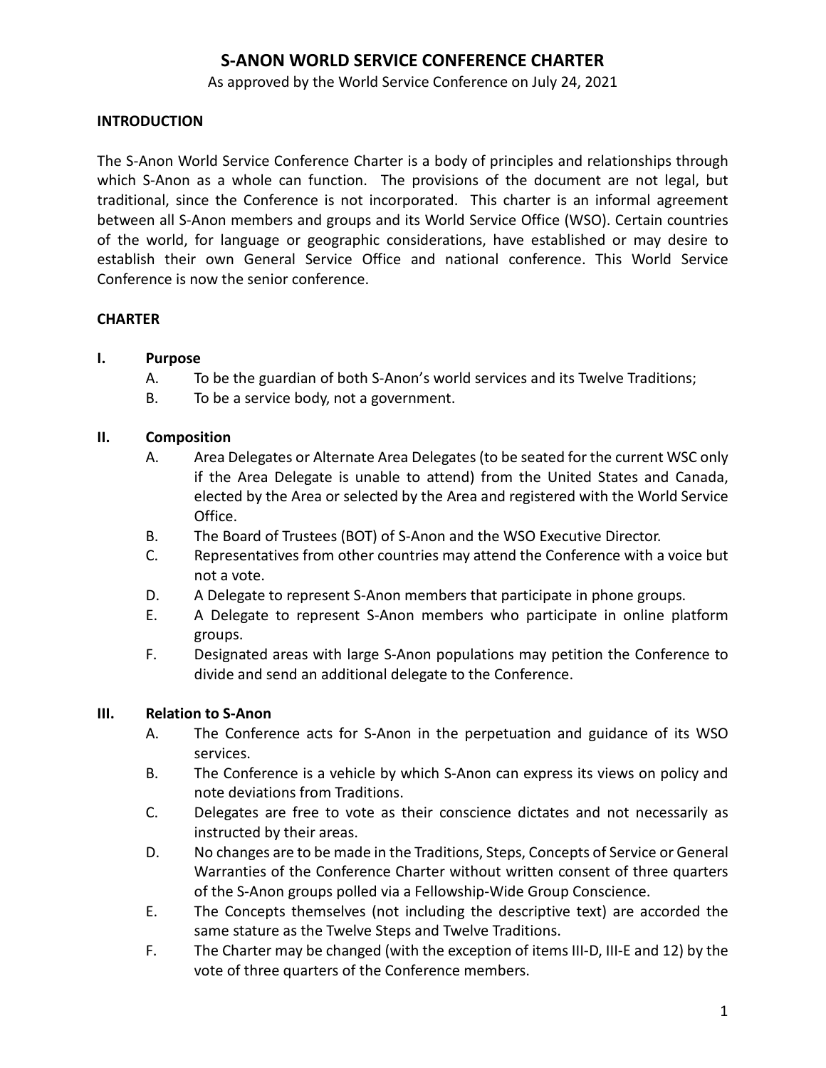# S-ANON WORLD SERVICE CONFERENCE CHARTER

As approved by the World Service Conference on July 24, 2021

## INTRODUCTION

The S-Anon World Service Conference Charter is a body of principles and relationships through which S-Anon as a whole can function. The provisions of the document are not legal, but traditional, since the Conference is not incorporated. This charter is an informal agreement between all S-Anon members and groups and its World Service Office (WSO). Certain countries of the world, for language or geographic considerations, have established or may desire to establish their own General Service Office and national conference. This World Service Conference is now the senior conference.

## CHARTER

### I. Purpose

- A. To be the guardian of both S-Anon's world services and its Twelve Traditions;
- B. To be a service body, not a government.

### II. Composition

- A. Area Delegates or Alternate Area Delegates (to be seated for the current WSC only if the Area Delegate is unable to attend) from the United States and Canada, elected by the Area or selected by the Area and registered with the World Service Office.
- B. The Board of Trustees (BOT) of S-Anon and the WSO Executive Director.
- C. Representatives from other countries may attend the Conference with a voice but not a vote.
- D. A Delegate to represent S-Anon members that participate in phone groups.
- E. A Delegate to represent S-Anon members who participate in online platform groups.
- F. Designated areas with large S-Anon populations may petition the Conference to divide and send an additional delegate to the Conference.

### III. Relation to S-Anon

- A. The Conference acts for S-Anon in the perpetuation and guidance of its WSO services.
- B. The Conference is a vehicle by which S-Anon can express its views on policy and note deviations from Traditions.
- C. Delegates are free to vote as their conscience dictates and not necessarily as instructed by their areas.
- D. No changes are to be made in the Traditions, Steps, Concepts of Service or General Warranties of the Conference Charter without written consent of three quarters of the S-Anon groups polled via a Fellowship-Wide Group Conscience.
- E. The Concepts themselves (not including the descriptive text) are accorded the same stature as the Twelve Steps and Twelve Traditions.
- F. The Charter may be changed (with the exception of items III-D, III-E and 12) by the vote of three quarters of the Conference members.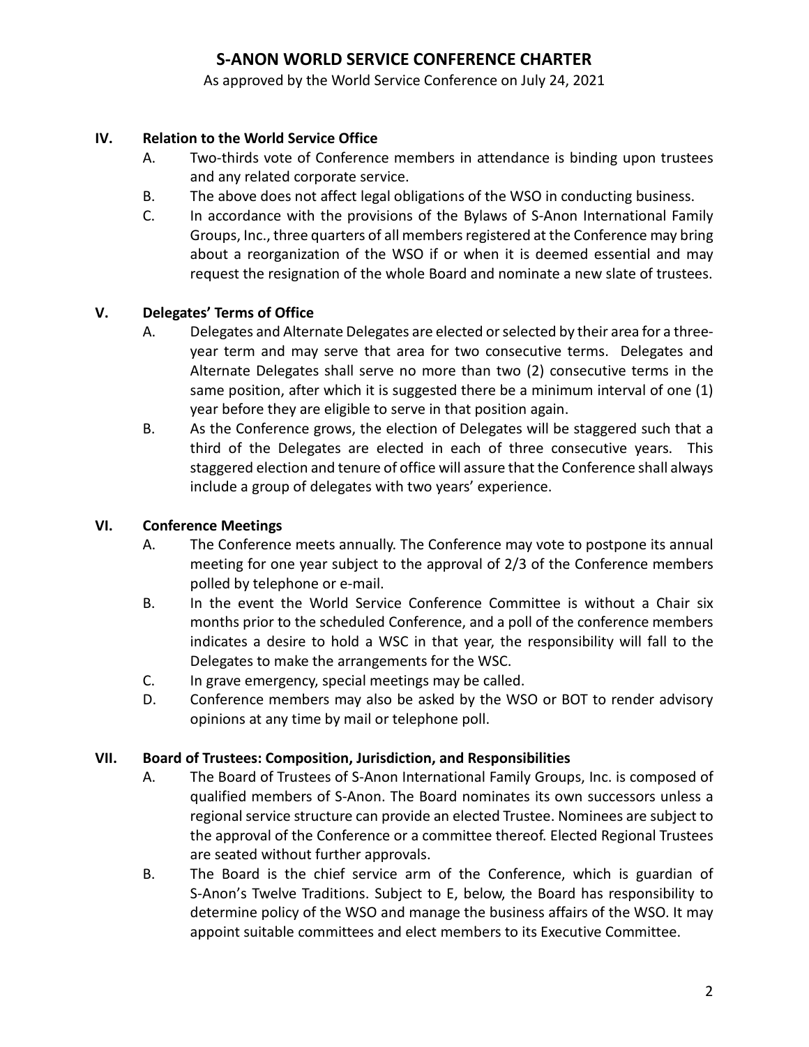# S-ANON WORLD SERVICE CONFERENCE CHARTER

As approved by the World Service Conference on July 24, 2021

## IV. Relation to the World Service Office

A. Two-thirds vote of Conference members in attendance is binding upon trustees and any related corporate service.

B. The above does not affect legal obligations of the WSO in conducting business.

C. In accordance with the provisions of the Bylaws of S-Anon International Family Groups, Inc., three quarters of all members registered at the Conference may bring about a reorganization of the WSO if or when it is deemed essential and may request the resignation of the whole Board and nominate a new slate of trustees.

## V. Delegates' Terms of Office

A. Delegates and Alternate Delegates are elected or selected by their area for a three-year term and may serve that area for two consecutive terms. Delegates and Alternate Delegates shall serve no more than two (2) consecutive terms in the same position, after which it is suggested there be a minimum interval of one (1) year before they are eligible to serve in that position again.

B. As the Conference grows, the election of Delegates will be staggered such that a third of the Delegates are elected in each of three consecutive years. This staggered election and tenure of office will assure that the Conference shall always include a group of delegates with two years' experience.

## VI. Conference Meetings

A. The Conference meets annually. The Conference may vote to postpone its annual meeting for one year subject to the approval of 2/3 of the Conference members polled by telephone or e-mail.

B. In the event the World Service Conference Committee is without a Chair six months prior to the scheduled Conference, and a poll of the conference members indicates a desire to hold a WSC in that year, the responsibility will fall to the Delegates to make the arrangements for the WSC.

C. In grave emergency, special meetings may be called.

D. Conference members may also be asked by the WSO or BOT to render advisory opinions at any time by mail or telephone poll.

## VII. Board of Trustees: Composition, Jurisdiction, and Responsibilities

A. The Board of Trustees of S-Anon International Family Groups, Inc. is composed of qualified members of S-Anon. The Board nominates its own successors unless a regional service structure can provide an elected Trustee. Nominees are subject to the approval of the Conference or a committee thereof. Elected Regional Trustees are seated without further approvals.

B. The Board is the chief service arm of the Conference, which is guardian of S-Anon's Twelve Traditions. Subject to E, below, the Board has responsibility to determine policy of the WSO and manage the business affairs of the WSO. It may appoint suitable committees and elect members to its Executive Committee.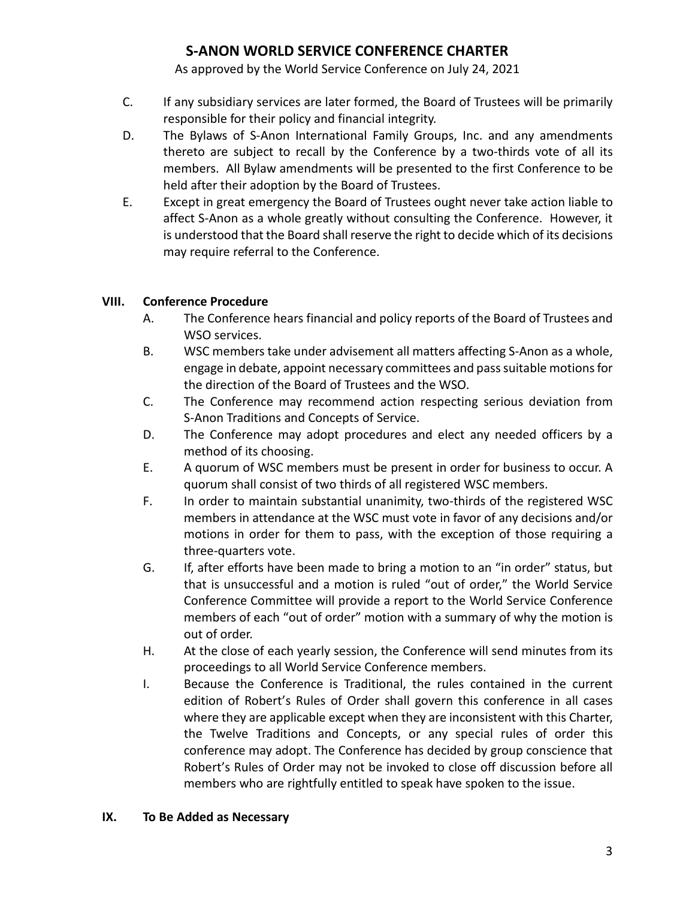# S-ANON WORLD SERVICE CONFERENCE CHARTER

As approved by the World Service Conference on July 24, 2021

C. If any subsidiary services are later formed, the Board of Trustees will be primarily responsible for their policy and financial integrity.

D. The Bylaws of S-Anon International Family Groups, Inc. and any amendments thereto are subject to recall by the Conference by a two-thirds vote of all its members. All Bylaw amendments will be presented to the first Conference to be held after their adoption by the Board of Trustees.

E. Except in great emergency the Board of Trustees ought never take action liable to affect S-Anon as a whole greatly without consulting the Conference. However, it is understood that the Board shall reserve the right to decide which of its decisions may require referral to the Conference.

## VIII. Conference Procedure

A. The Conference hears financial and policy reports of the Board of Trustees and WSO services.

B. WSC members take under advisement all matters affecting S-Anon as a whole, engage in debate, appoint necessary committees and pass suitable motions for the direction of the Board of Trustees and the WSO.

C. The Conference may recommend action respecting serious deviation from S-Anon Traditions and Concepts of Service.

D. The Conference may adopt procedures and elect any needed officers by a method of its choosing.

E. A quorum of WSC members must be present in order for business to occur. A quorum shall consist of two thirds of all registered WSC members.

F. In order to maintain substantial unanimity, two-thirds of the registered WSC members in attendance at the WSC must vote in favor of any decisions and/or motions in order for them to pass, with the exception of those requiring a three-quarters vote.

G. If, after efforts have been made to bring a motion to an "in order" status, but that is unsuccessful and a motion is ruled "out of order," the World Service Conference Committee will provide a report to the World Service Conference members of each "out of order" motion with a summary of why the motion is out of order.

H. At the close of each yearly session, the Conference will send minutes from its proceedings to all World Service Conference members.

I. Because the Conference is Traditional, the rules contained in the current edition of Robert's Rules of Order shall govern this conference in all cases where they are applicable except when they are inconsistent with this Charter, the Twelve Traditions and Concepts, or any special rules of order this conference may adopt. The Conference has decided by group conscience that Robert's Rules of Order may not be invoked to close off discussion before all members who are rightfully entitled to speak have spoken to the issue.

## IX. To Be Added as Necessary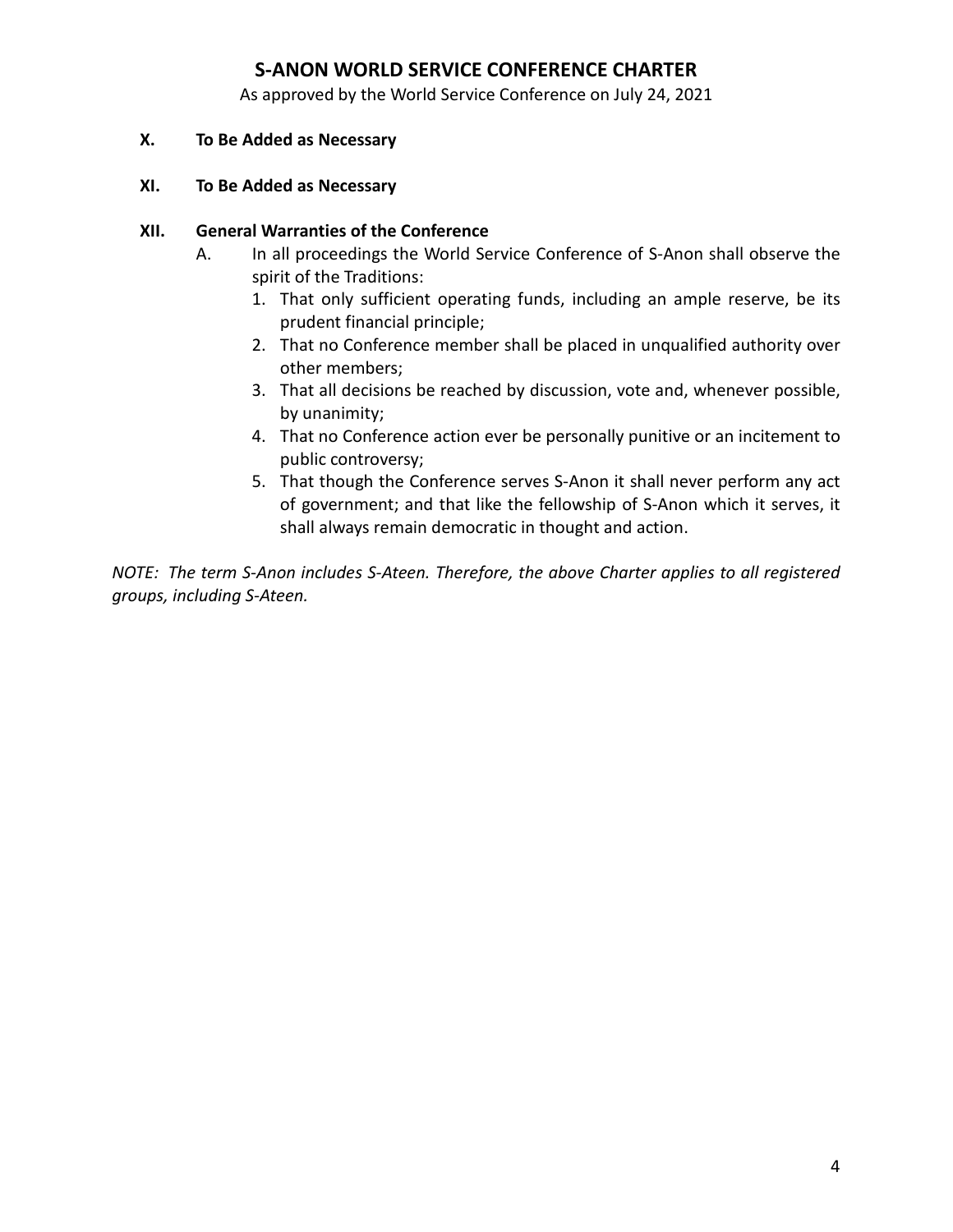**X. To Be Added as Necessary**

**XI. To Be Added as Necessary**

**XII. General Warranties of the Conference**

A. In all proceedings the World Service Conference of S-Anon shall observe the spirit of the Traditions:

1. That only sufficient operating funds, including an ample reserve, be its prudent financial principle;
2. That no Conference member shall be placed in unqualified authority over other members;
3. That all decisions be reached by discussion, vote and, whenever possible, by unanimity;
4. That no Conference action ever be personally punitive or an incitement to public controversy;
5. That though the Conference serves S-Anon it shall never perform any act of government; and that like the fellowship of S-Anon which it serves, it shall always remain democratic in thought and action.

*NOTE: The term S-Anon includes S-Ateen. Therefore, the above Charter applies to all registered groups, including S-Ateen.*